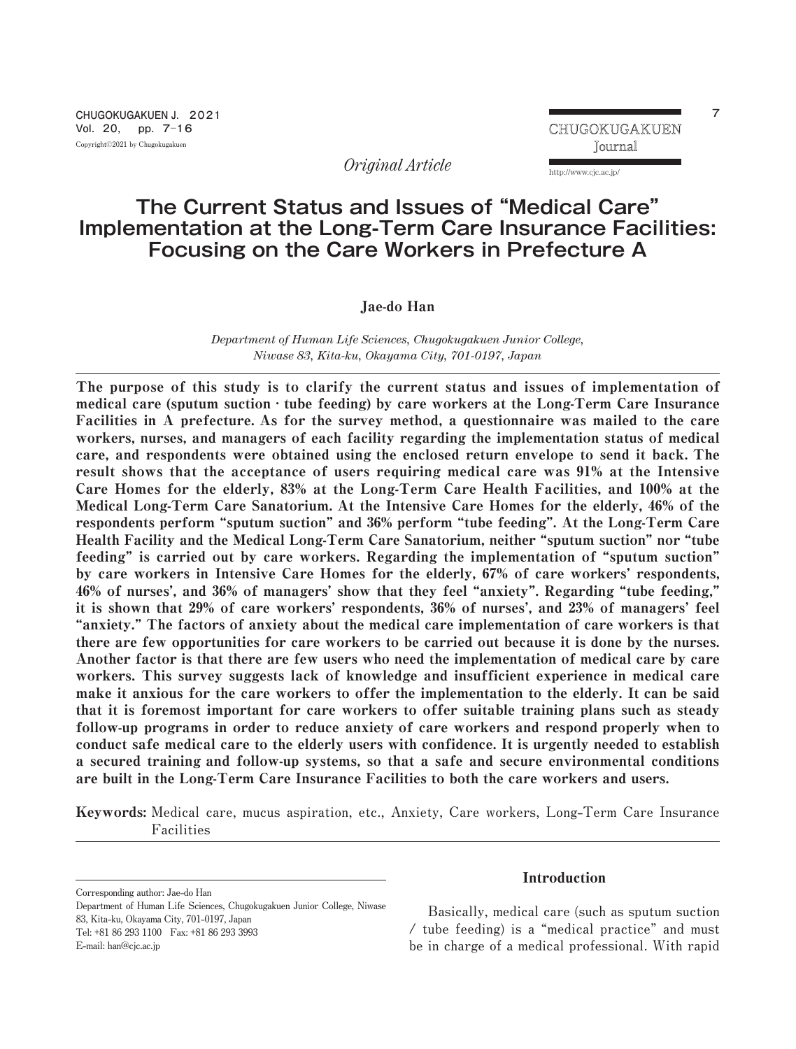*Original Article*

# The Current Status and Issues of “Medical Care” Implementation at the Long-Term Care Insurance Facilities: Focusing on the Care Workers in Prefecture A

**Jae-do Han**

*Department of Human Life Sciences, Chugokugakuen Junior College, Niwase 83, Kita-ku, Okayama City, 701-0197, Japan*

**The purpose of this study is to clarify the current status and issues of implementation of medical care (sputum suction · tube feeding) by care workers at the Long-Term Care Insurance Facilities in A prefecture. As for the survey method, a questionnaire was mailed to the care workers, nurses, and managers of each facility regarding the implementation status of medical care, and respondents were obtained using the enclosed return envelope to send it back. The result shows that the acceptance of users requiring medical care was 91% at the Intensive Care Homes for the elderly, 83% at the Long-Term Care Health Facilities, and 100% at the Medical Long-Term Care Sanatorium. At the Intensive Care Homes for the elderly, 46% of the respondents perform “sputum suction” and 36% perform “tube feeding”. At the Long-Term Care Health Facility and the Medical Long-Term Care Sanatorium, neither “sputum suction” nor “tube feeding” is carried out by care workers. Regarding the implementation of “sputum suction” by care workers in Intensive Care Homes for the elderly, 67% of care workers’ respondents, 46% of nurses’, and 36% of managers’ show that they feel “anxiety”. Regarding “tube feeding,” it is shown that 29% of care workers’ respondents, 36% of nurses’, and 23% of managers’ feel “anxiety.” The factors of anxiety about the medical care implementation of care workers is that there are few opportunities for care workers to be carried out because it is done by the nurses. Another factor is that there are few users who need the implementation of medical care by care workers. This survey suggests lack of knowledge and insufficient experience in medical care make it anxious for the care workers to offer the implementation to the elderly. It can be said that it is foremost important for care workers to offer suitable training plans such as steady follow-up programs in order to reduce anxiety of care workers and respond properly when to conduct safe medical care to the elderly users with confidence. It is urgently needed to establish a secured training and follow-up systems, so that a safe and secure environmental conditions are built in the Long-Term Care Insurance Facilities to both the care workers and users.**

**Keywords:** Medical care, mucus aspiration, etc., Anxiety, Care workers, Long-Term Care Insurance Facilities

Corresponding author: Jae-do Han
Department of Human Life Sciences, Chugokugakuen Junior College, Niwase 83, Kita-ku, Okayama City, 701-0197, Japan
Tel: +81 86 293 1100 Fax: +81 86 293 3993
E-mail: han@cjc.ac.jp

## Introduction

Basically, medical care (such as sputum suction / tube feeding) is a “medical practice” and must be in charge of a medical professional. With rapid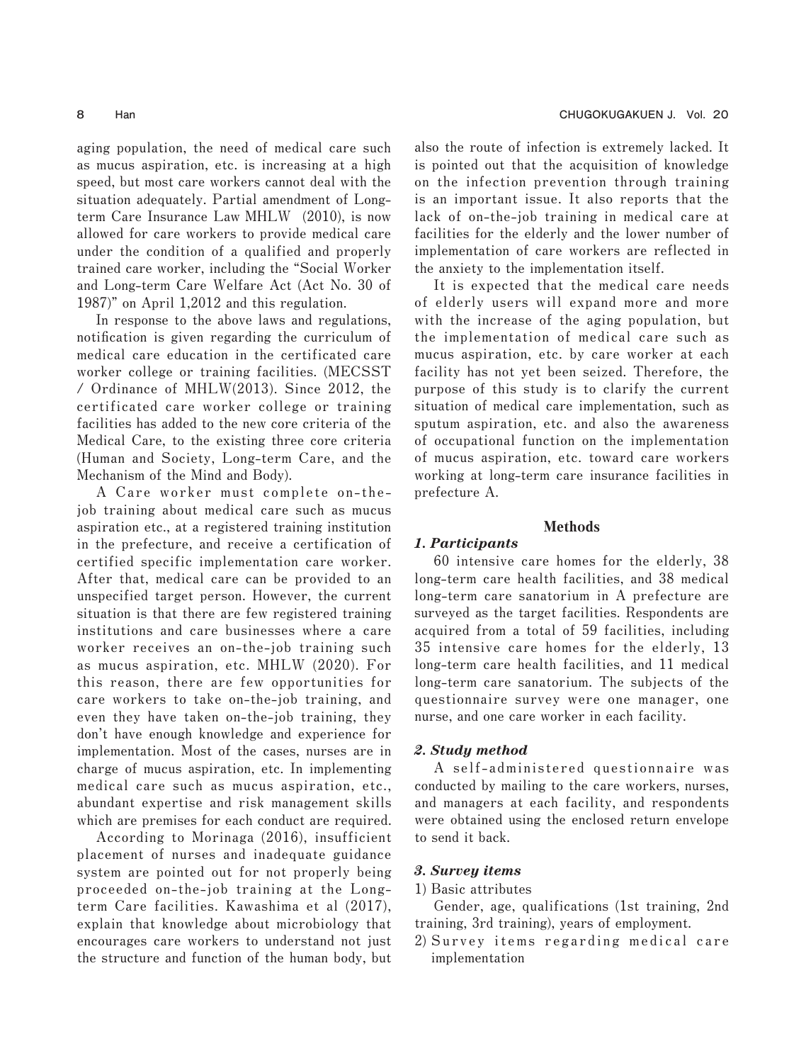aging population, the need of medical care such as mucus aspiration, etc. is increasing at a high speed, but most care workers cannot deal with the situation adequately. Partial amendment of Long-term Care Insurance Law MHLW (2010), is now allowed for care workers to provide medical care under the condition of a qualified and properly trained care worker, including the "Social Worker and Long-term Care Welfare Act (Act No. 30 of 1987)" on April 1,2012 and this regulation.

In response to the above laws and regulations, notification is given regarding the curriculum of medical care education in the certificated care worker college or training facilities. (MECSST / Ordinance of MHLW(2013). Since 2012, the certificated care worker college or training facilities has added to the new core criteria of the Medical Care, to the existing three core criteria (Human and Society, Long-term Care, and the Mechanism of the Mind and Body).

A Care worker must complete on-the-job training about medical care such as mucus aspiration etc., at a registered training institution in the prefecture, and receive a certification of certified specific implementation care worker. After that, medical care can be provided to an unspecified target person. However, the current situation is that there are few registered training institutions and care businesses where a care worker receives an on-the-job training such as mucus aspiration, etc. MHLW (2020). For this reason, there are few opportunities for care workers to take on-the-job training, and even they have taken on-the-job training, they don't have enough knowledge and experience for implementation. Most of the cases, nurses are in charge of mucus aspiration, etc. In implementing medical care such as mucus aspiration, etc., abundant expertise and risk management skills which are premises for each conduct are required.

According to Morinaga (2016), insufficient placement of nurses and inadequate guidance system are pointed out for not properly being proceeded on-the-job training at the Long-term Care facilities. Kawashima et al (2017), explain that knowledge about microbiology that encourages care workers to understand not just the structure and function of the human body, but also the route of infection is extremely lacked. It is pointed out that the acquisition of knowledge on the infection prevention through training is an important issue. It also reports that the lack of on-the-job training in medical care at facilities for the elderly and the lower number of implementation of care workers are reflected in the anxiety to the implementation itself.

It is expected that the medical care needs of elderly users will expand more and more with the increase of the aging population, but the implementation of medical care such as mucus aspiration, etc. by care worker at each facility has not yet been seized. Therefore, the purpose of this study is to clarify the current situation of medical care implementation, such as sputum aspiration, etc. and also the awareness of occupational function on the implementation of mucus aspiration, etc. toward care workers working at long-term care insurance facilities in prefecture A.

## Methods

### *1. Participants*

60 intensive care homes for the elderly, 38 long-term care health facilities, and 38 medical long-term care sanatorium in A prefecture are surveyed as the target facilities. Respondents are acquired from a total of 59 facilities, including 35 intensive care homes for the elderly, 13 long-term care health facilities, and 11 medical long-term care sanatorium. The subjects of the questionnaire survey were one manager, one nurse, and one care worker in each facility.

### *2. Study method*

A self-administered questionnaire was conducted by mailing to the care workers, nurses, and managers at each facility, and respondents were obtained using the enclosed return envelope to send it back.

### *3. Survey items*

1) Basic attributes

Gender, age, qualifications (1st training, 2nd training, 3rd training), years of employment.

2) Survey items regarding medical care implementation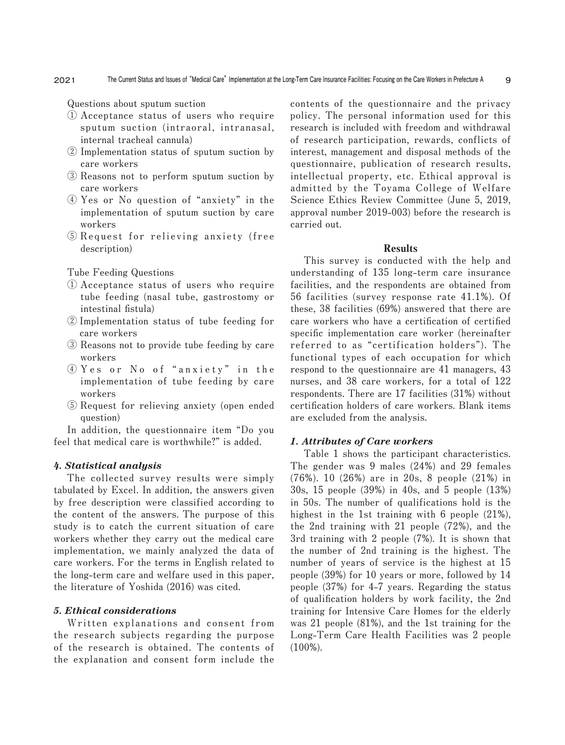Questions about sputum suction

① Acceptance status of users who require sputum suction (intraoral, intranasal, internal tracheal cannula)
② Implementation status of sputum suction by care workers
③ Reasons not to perform sputum suction by care workers
④ Yes or No question of "anxiety" in the implementation of sputum suction by care workers
⑤ Request for relieving anxiety (free description)

Tube Feeding Questions

① Acceptance status of users who require tube feeding (nasal tube, gastrostomy or intestinal fistula)
② Implementation status of tube feeding for care workers
③ Reasons not to provide tube feeding by care workers
④ Yes or No of "anxiety" in the implementation of tube feeding by care workers
⑤ Request for relieving anxiety (open ended question)

In addition, the questionnaire item "Do you feel that medical care is worthwhile?" is added.

### *4. Statistical analysis*

The collected survey results were simply tabulated by Excel. In addition, the answers given by free description were classified according to the content of the answers. The purpose of this study is to catch the current situation of care workers whether they carry out the medical care implementation, we mainly analyzed the data of care workers. For the terms in English related to the long-term care and welfare used in this paper, the literature of Yoshida (2016) was cited.

### *5. Ethical considerations*

Written explanations and consent from the research subjects regarding the purpose of the research is obtained. The contents of the explanation and consent form include the contents of the questionnaire and the privacy policy. The personal information used for this research is included with freedom and withdrawal of research participation, rewards, conflicts of interest, management and disposal methods of the questionnaire, publication of research results, intellectual property, etc. Ethical approval is admitted by the Toyama College of Welfare Science Ethics Review Committee (June 5, 2019, approval number 2019-003) before the research is carried out.

## Results

This survey is conducted with the help and understanding of 135 long-term care insurance facilities, and the respondents are obtained from 56 facilities (survey response rate 41.1%). Of these, 38 facilities (69%) answered that there are care workers who have a certification of certified specific implementation care worker (hereinafter referred to as "certification holders"). The functional types of each occupation for which respond to the questionnaire are 41 managers, 43 nurses, and 38 care workers, for a total of 122 respondents. There are 17 facilities (31%) without certification holders of care workers. Blank items are excluded from the analysis.

### *1. Attributes of Care workers*

Table 1 shows the participant characteristics. The gender was 9 males (24%) and 29 females (76%). 10 (26%) are in 20s, 8 people (21%) in 30s, 15 people (39%) in 40s, and 5 people (13%) in 50s. The number of qualifications hold is the highest in the 1st training with 6 people (21%), the 2nd training with 21 people (72%), and the 3rd training with 2 people (7%). It is shown that the number of 2nd training is the highest. The number of years of service is the highest at 15 people (39%) for 10 years or more, followed by 14 people (37%) for 4-7 years. Regarding the status of qualification holders by work facility, the 2nd training for Intensive Care Homes for the elderly was 21 people (81%), and the 1st training for the Long-Term Care Health Facilities was 2 people (100%).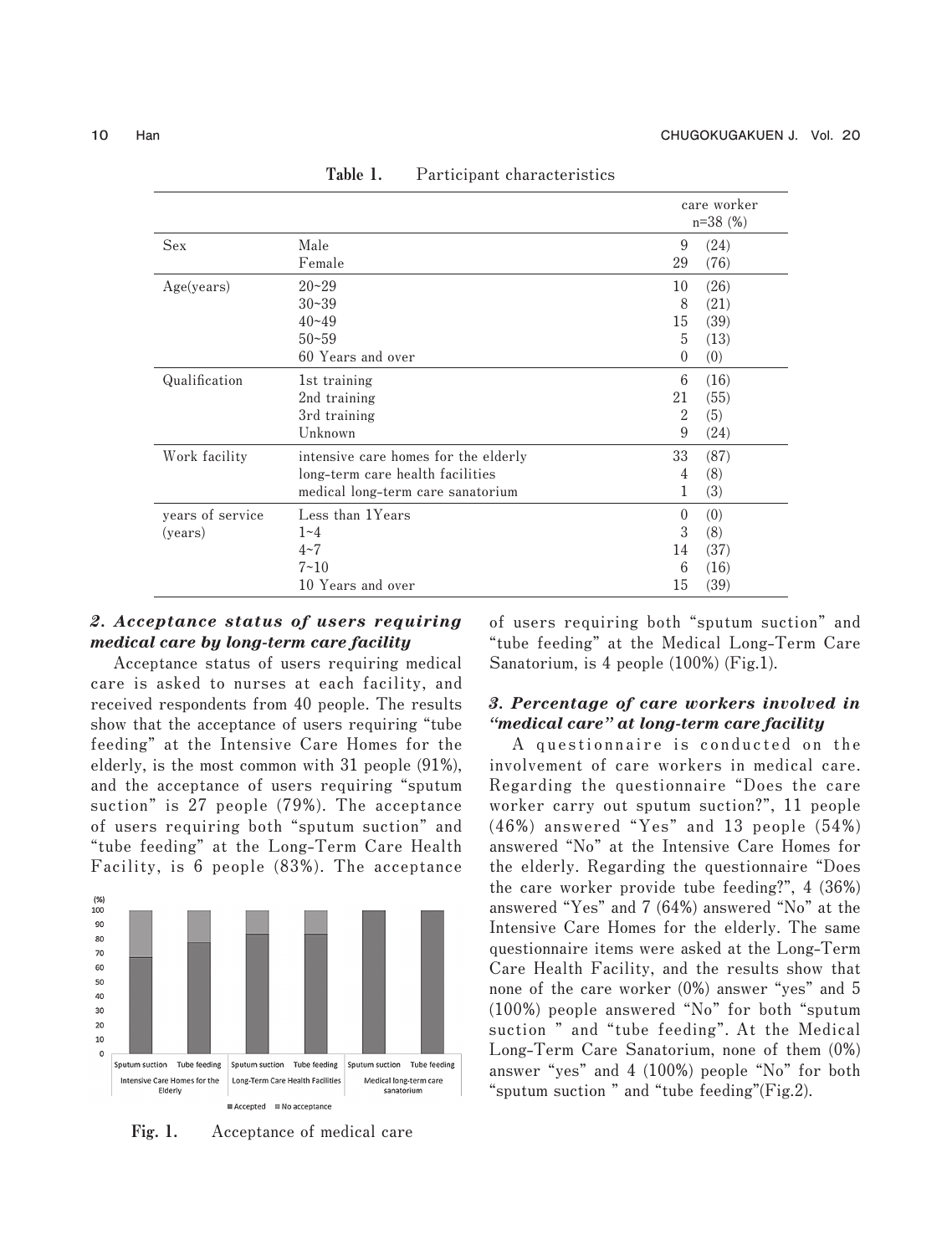**Table 1.** Participant characteristics

| | | care worker n=38 (%) | |
|---|---|---|---|
| Sex | Male | 9 | (24) |
| | Female | 29 | (76) |
| Age(years) | 20~29 | 10 | (26) |
| | 30~39 | 8 | (21) |
| | 40~49 | 15 | (39) |
| | 50~59 | 5 | (13) |
| | 60 Years and over | 0 | (0) |
| Qualification | 1st training | 6 | (16) |
| | 2nd training | 21 | (55) |
| | 3rd training | 2 | (5) |
| | Unknown | 9 | (24) |
| Work facility | intensive care homes for the elderly | 33 | (87) |
| | long-term care health facilities | 4 | (8) |
| | medical long-term care sanatorium | 1 | (3) |
| years of service (years) | Less than 1Years | 0 | (0) |
| | 1~4 | 3 | (8) |
| | 4~7 | 14 | (37) |
| | 7~10 | 6 | (16) |
| | 10 Years and over | 15 | (39) |

### *2. Acceptance status of users requiring medical care by long-term care facility*

Acceptance status of users requiring medical care is asked to nurses at each facility, and received respondents from 40 people. The results show that the acceptance of users requiring "tube feeding" at the Intensive Care Homes for the elderly, is the most common with 31 people (91%), and the acceptance of users requiring "sputum suction" is 27 people (79%). The acceptance of users requiring both "sputum suction" and "tube feeding" at the Long-Term Care Health Facility, is 6 people (83%). The acceptance of users requiring both "sputum suction" and "tube feeding" at the Medical Long-Term Care Sanatorium, is 4 people (100%) (Fig.1).

**Fig. 1.** Acceptance of medical care

### *3. Percentage of care workers involved in "medical care" at long-term care facility*

A questionnaire is conducted on the involvement of care workers in medical care. Regarding the questionnaire "Does the care worker carry out sputum suction?", 11 people (46%) answered "Yes" and 13 people (54%) answered "No" at the Intensive Care Homes for the elderly. Regarding the questionnaire "Does the care worker provide tube feeding?", 4 (36%) answered "Yes" and 7 (64%) answered "No" at the Intensive Care Homes for the elderly. The same questionnaire items were asked at the Long-Term Care Health Facility, and the results show that none of the care worker (0%) answer "yes" and 5 (100%) people answered "No" for both "sputum suction " and "tube feeding". At the Medical Long-Term Care Sanatorium, none of them (0%) answer "yes" and 4 (100%) people "No" for both "sputum suction " and "tube feeding"(Fig.2).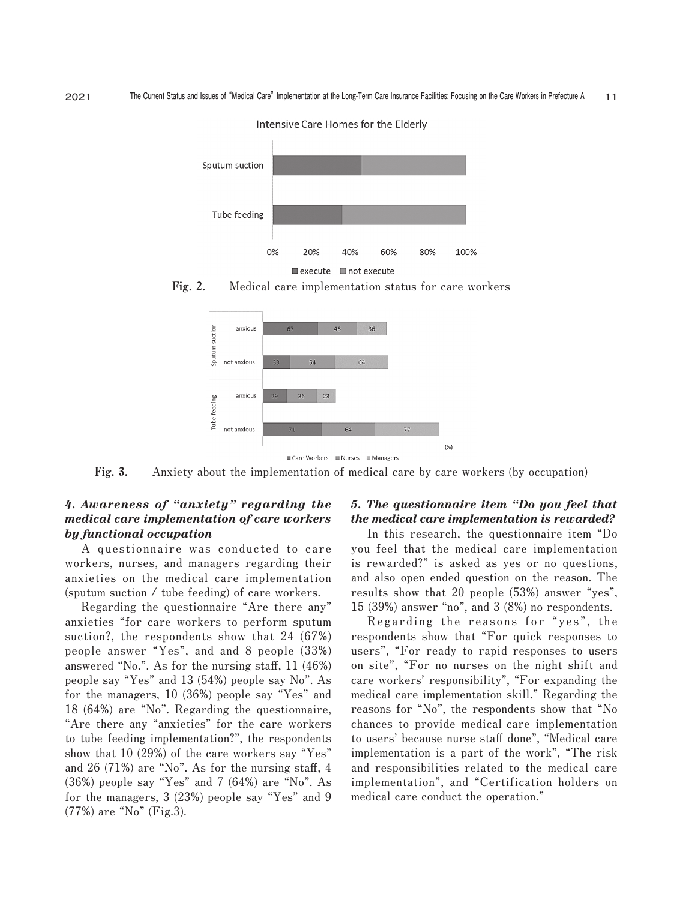Fig. 2. Medical care implementation status for care workers

Fig. 3. Anxiety about the implementation of medical care by care workers (by occupation)

### *4. Awareness of "anxiety" regarding the medical care implementation of care workers by functional occupation*

A questionnaire was conducted to care workers, nurses, and managers regarding their anxieties on the medical care implementation (sputum suction / tube feeding) of care workers.

Regarding the questionnaire "Are there any" anxieties "for care workers to perform sputum suction?, the respondents show that 24 (67%) people answer "Yes", and and 8 people (33%) answered "No.". As for the nursing staff, 11 (46%) people say "Yes" and 13 (54%) people say No". As for the managers, 10 (36%) people say "Yes" and 18 (64%) are "No". Regarding the questionnaire, "Are there any "anxieties" for the care workers to tube feeding implementation?", the respondents show that 10 (29%) of the care workers say "Yes" and 26 (71%) are "No". As for the nursing staff, 4 (36%) people say "Yes" and 7 (64%) are "No". As for the managers, 3 (23%) people say "Yes" and 9 (77%) are "No" (Fig.3).

### *5. The questionnaire item "Do you feel that the medical care implementation is rewarded?*

In this research, the questionnaire item "Do you feel that the medical care implementation is rewarded?" is asked as yes or no questions, and also open ended question on the reason. The results show that 20 people (53%) answer "yes", 15 (39%) answer "no", and 3 (8%) no respondents.

Regarding the reasons for "yes", the respondents show that "For quick responses to users", "For ready to rapid responses to users on site", "For no nurses on the night shift and care workers' responsibility", "For expanding the medical care implementation skill." Regarding the reasons for "No", the respondents show that "No chances to provide medical care implementation to users' because nurse staff done", "Medical care implementation is a part of the work", "The risk and responsibilities related to the medical care implementation", and "Certification holders on medical care conduct the operation."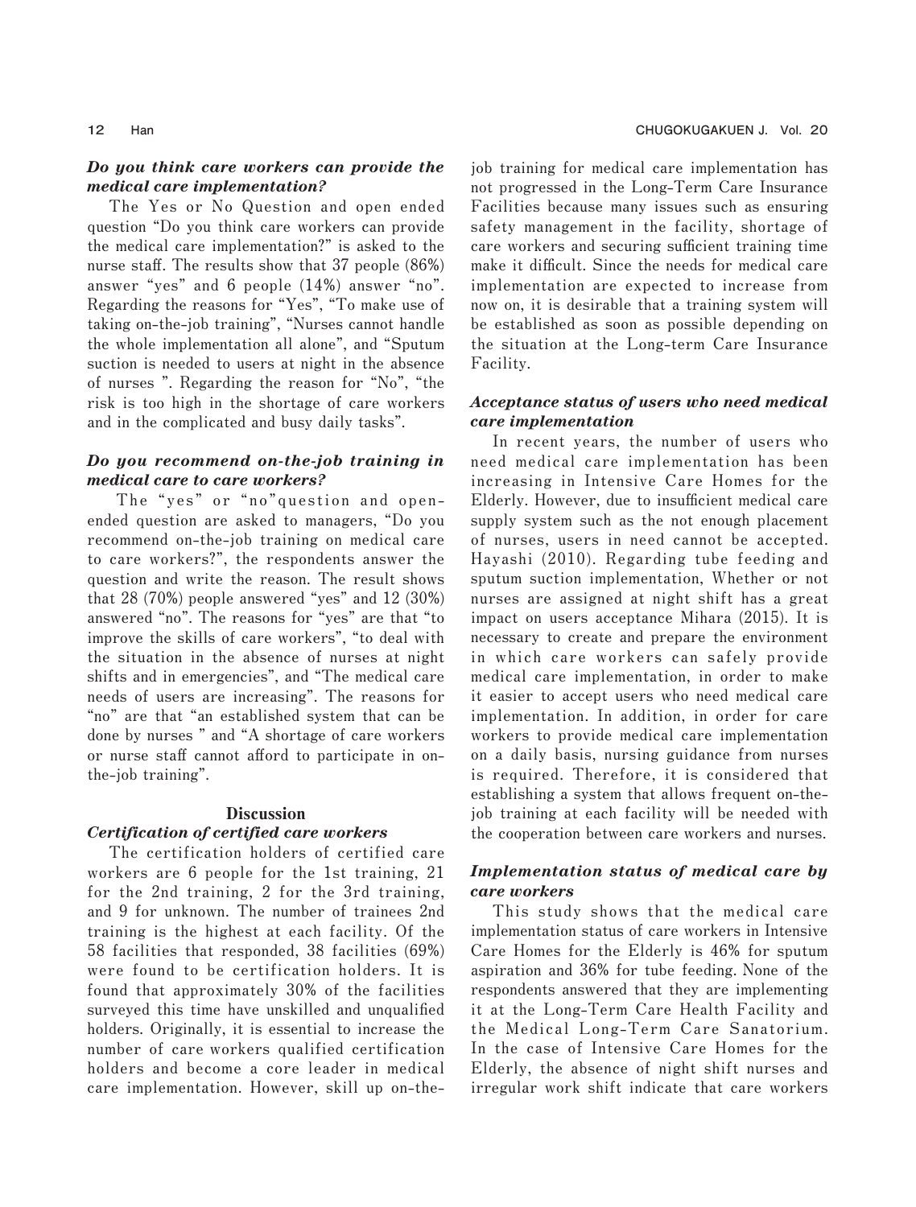### *Do you think care workers can provide the medical care implementation?*

The Yes or No Question and open ended question "Do you think care workers can provide the medical care implementation?" is asked to the nurse staff. The results show that 37 people (86%) answer "yes" and 6 people (14%) answer "no". Regarding the reasons for "Yes", "To make use of taking on-the-job training", "Nurses cannot handle the whole implementation all alone", and "Sputum suction is needed to users at night in the absence of nurses ". Regarding the reason for "No", "the risk is too high in the shortage of care workers and in the complicated and busy daily tasks".

### *Do you recommend on-the-job training in medical care to care workers?*

The "yes" or "no"question and open-ended question are asked to managers, "Do you recommend on-the-job training on medical care to care workers?", the respondents answer the question and write the reason. The result shows that 28 (70%) people answered "yes" and 12 (30%) answered "no". The reasons for "yes" are that "to improve the skills of care workers", "to deal with the situation in the absence of nurses at night shifts and in emergencies", and "The medical care needs of users are increasing". The reasons for "no" are that "an established system that can be done by nurses " and "A shortage of care workers or nurse staff cannot afford to participate in on-the-job training".

## Discussion

### *Certification of certified care workers*

The certification holders of certified care workers are 6 people for the 1st training, 21 for the 2nd training, 2 for the 3rd training, and 9 for unknown. The number of trainees 2nd training is the highest at each facility. Of the 58 facilities that responded, 38 facilities (69%) were found to be certification holders. It is found that approximately 30% of the facilities surveyed this time have unskilled and unqualified holders. Originally, it is essential to increase the number of care workers qualified certification holders and become a core leader in medical care implementation. However, skill up on-the-job training for medical care implementation has not progressed in the Long-Term Care Insurance Facilities because many issues such as ensuring safety management in the facility, shortage of care workers and securing sufficient training time make it difficult. Since the needs for medical care implementation are expected to increase from now on, it is desirable that a training system will be established as soon as possible depending on the situation at the Long-term Care Insurance Facility.

### *Acceptance status of users who need medical care implementation*

In recent years, the number of users who need medical care implementation has been increasing in Intensive Care Homes for the Elderly. However, due to insufficient medical care supply system such as the not enough placement of nurses, users in need cannot be accepted. Hayashi (2010). Regarding tube feeding and sputum suction implementation, Whether or not nurses are assigned at night shift has a great impact on users acceptance Mihara (2015). It is necessary to create and prepare the environment in which care workers can safely provide medical care implementation, in order to make it easier to accept users who need medical care implementation. In addition, in order for care workers to provide medical care implementation on a daily basis, nursing guidance from nurses is required. Therefore, it is considered that establishing a system that allows frequent on-the-job training at each facility will be needed with the cooperation between care workers and nurses.

### *Implementation status of medical care by care workers*

This study shows that the medical care implementation status of care workers in Intensive Care Homes for the Elderly is 46% for sputum aspiration and 36% for tube feeding. None of the respondents answered that they are implementing it at the Long-Term Care Health Facility and the Medical Long-Term Care Sanatorium. In the case of Intensive Care Homes for the Elderly, the absence of night shift nurses and irregular work shift indicate that care workers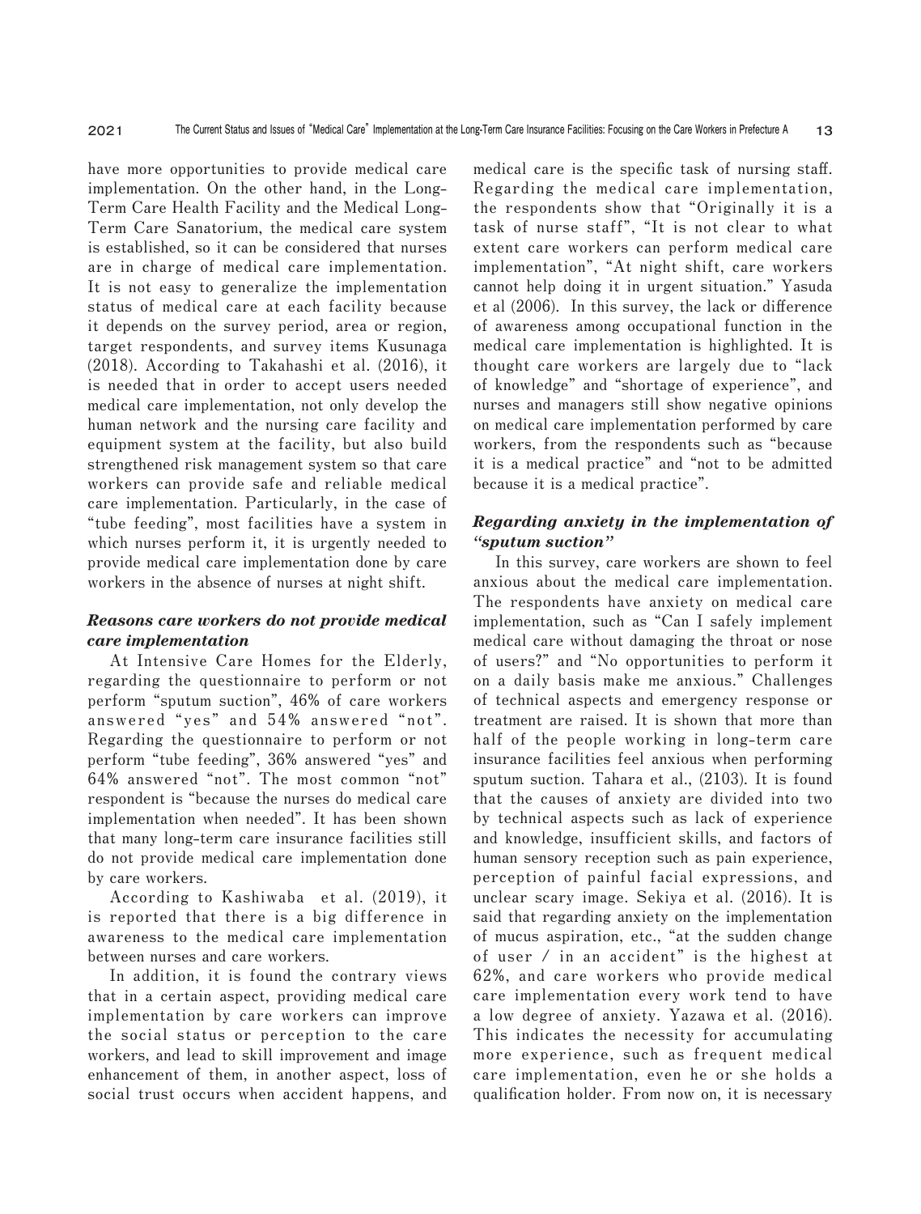have more opportunities to provide medical care implementation. On the other hand, in the Long-Term Care Health Facility and the Medical Long-Term Care Sanatorium, the medical care system is established, so it can be considered that nurses are in charge of medical care implementation. It is not easy to generalize the implementation status of medical care at each facility because it depends on the survey period, area or region, target respondents, and survey items Kusunaga (2018). According to Takahashi et al. (2016), it is needed that in order to accept users needed medical care implementation, not only develop the human network and the nursing care facility and equipment system at the facility, but also build strengthened risk management system so that care workers can provide safe and reliable medical care implementation. Particularly, in the case of "tube feeding", most facilities have a system in which nurses perform it, it is urgently needed to provide medical care implementation done by care workers in the absence of nurses at night shift.

### *Reasons care workers do not provide medical care implementation*

At Intensive Care Homes for the Elderly, regarding the questionnaire to perform or not perform "sputum suction", 46% of care workers answered "yes" and 54% answered "not". Regarding the questionnaire to perform or not perform "tube feeding", 36% answered "yes" and 64% answered "not". The most common "not" respondent is "because the nurses do medical care implementation when needed". It has been shown that many long-term care insurance facilities still do not provide medical care implementation done by care workers.

According to Kashiwaba et al. (2019), it is reported that there is a big difference in awareness to the medical care implementation between nurses and care workers.

In addition, it is found the contrary views that in a certain aspect, providing medical care implementation by care workers can improve the social status or perception to the care workers, and lead to skill improvement and image enhancement of them, in another aspect, loss of social trust occurs when accident happens, and medical care is the specific task of nursing staff. Regarding the medical care implementation, the respondents show that "Originally it is a task of nurse staff", "It is not clear to what extent care workers can perform medical care implementation", "At night shift, care workers cannot help doing it in urgent situation." Yasuda et al (2006). In this survey, the lack or difference of awareness among occupational function in the medical care implementation is highlighted. It is thought care workers are largely due to "lack of knowledge" and "shortage of experience", and nurses and managers still show negative opinions on medical care implementation performed by care workers, from the respondents such as "because it is a medical practice" and "not to be admitted because it is a medical practice".

### *Regarding anxiety in the implementation of "sputum suction"*

In this survey, care workers are shown to feel anxious about the medical care implementation. The respondents have anxiety on medical care implementation, such as "Can I safely implement medical care without damaging the throat or nose of users?" and "No opportunities to perform it on a daily basis make me anxious." Challenges of technical aspects and emergency response or treatment are raised. It is shown that more than half of the people working in long-term care insurance facilities feel anxious when performing sputum suction. Tahara et al., (2103). It is found that the causes of anxiety are divided into two by technical aspects such as lack of experience and knowledge, insufficient skills, and factors of human sensory reception such as pain experience, perception of painful facial expressions, and unclear scary image. Sekiya et al. (2016). It is said that regarding anxiety on the implementation of mucus aspiration, etc., "at the sudden change of user / in an accident" is the highest at 62%, and care workers who provide medical care implementation every work tend to have a low degree of anxiety. Yazawa et al. (2016). This indicates the necessity for accumulating more experience, such as frequent medical care implementation, even he or she holds a qualification holder. From now on, it is necessary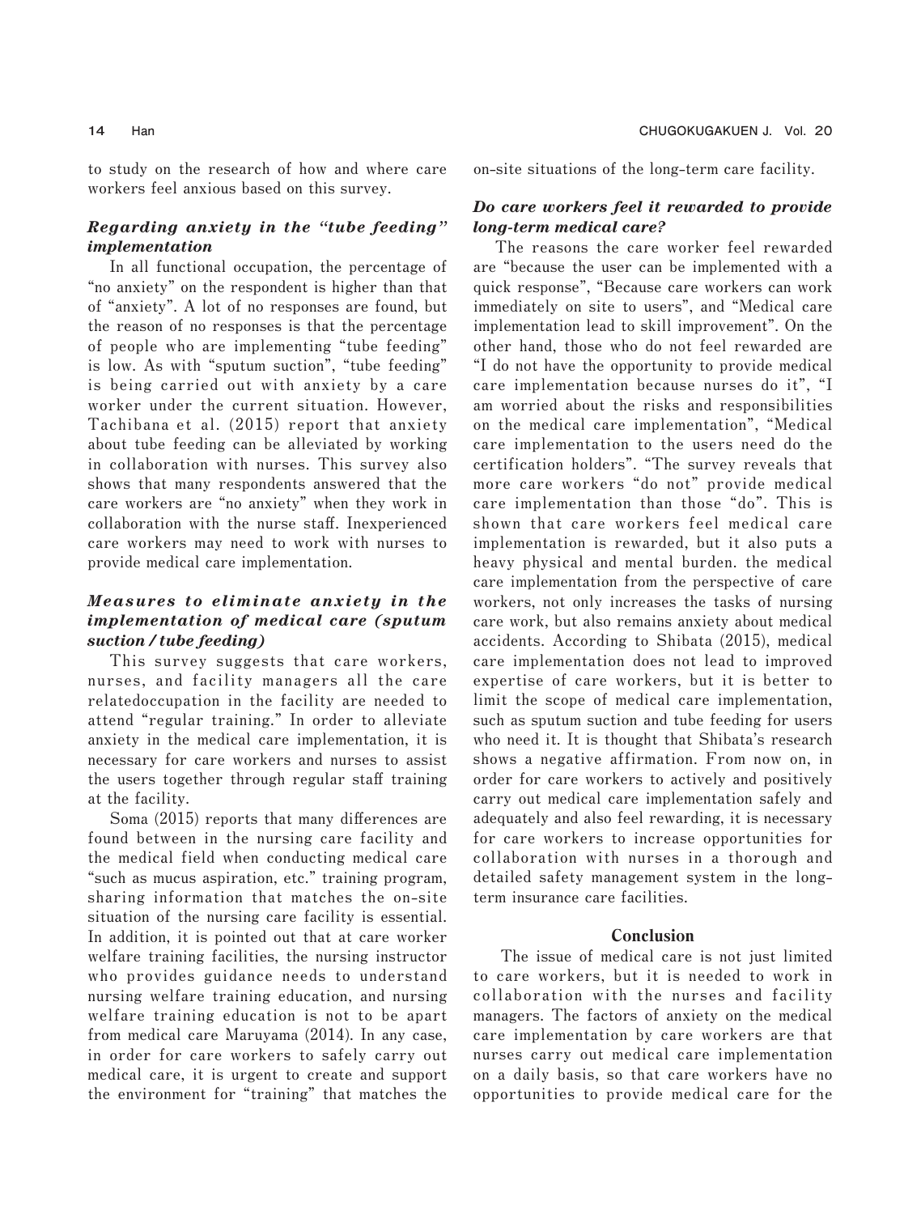to study on the research of how and where care workers feel anxious based on this survey.

### *Regarding anxiety in the "tube feeding" implementation*

In all functional occupation, the percentage of "no anxiety" on the respondent is higher than that of "anxiety". A lot of no responses are found, but the reason of no responses is that the percentage of people who are implementing "tube feeding" is low. As with "sputum suction", "tube feeding" is being carried out with anxiety by a care worker under the current situation. However, Tachibana et al. (2015) report that anxiety about tube feeding can be alleviated by working in collaboration with nurses. This survey also shows that many respondents answered that the care workers are "no anxiety" when they work in collaboration with the nurse staff. Inexperienced care workers may need to work with nurses to provide medical care implementation.

### *Measures to eliminate anxiety in the implementation of medical care (sputum suction / tube feeding)*

This survey suggests that care workers, nurses, and facility managers all the care relatedoccupation in the facility are needed to attend "regular training." In order to alleviate anxiety in the medical care implementation, it is necessary for care workers and nurses to assist the users together through regular staff training at the facility.

Soma (2015) reports that many differences are found between in the nursing care facility and the medical field when conducting medical care "such as mucus aspiration, etc." training program, sharing information that matches the on-site situation of the nursing care facility is essential. In addition, it is pointed out that at care worker welfare training facilities, the nursing instructor who provides guidance needs to understand nursing welfare training education, and nursing welfare training education is not to be apart from medical care Maruyama (2014). In any case, in order for care workers to safely carry out medical care, it is urgent to create and support the environment for "training" that matches the on-site situations of the long-term care facility.

### *Do care workers feel it rewarded to provide long-term medical care?*

The reasons the care worker feel rewarded are "because the user can be implemented with a quick response", "Because care workers can work immediately on site to users", and "Medical care implementation lead to skill improvement". On the other hand, those who do not feel rewarded are "I do not have the opportunity to provide medical care implementation because nurses do it", "I am worried about the risks and responsibilities on the medical care implementation", "Medical care implementation to the users need do the certification holders". "The survey reveals that more care workers "do not" provide medical care implementation than those "do". This is shown that care workers feel medical care implementation is rewarded, but it also puts a heavy physical and mental burden. the medical care implementation from the perspective of care workers, not only increases the tasks of nursing care work, but also remains anxiety about medical accidents. According to Shibata (2015), medical care implementation does not lead to improved expertise of care workers, but it is better to limit the scope of medical care implementation, such as sputum suction and tube feeding for users who need it. It is thought that Shibata's research shows a negative affirmation. From now on, in order for care workers to actively and positively carry out medical care implementation safely and adequately and also feel rewarding, it is necessary for care workers to increase opportunities for collaboration with nurses in a thorough and detailed safety management system in the long-term insurance care facilities.

## Conclusion

The issue of medical care is not just limited to care workers, but it is needed to work in collaboration with the nurses and facility managers. The factors of anxiety on the medical care implementation by care workers are that nurses carry out medical care implementation on a daily basis, so that care workers have no opportunities to provide medical care for the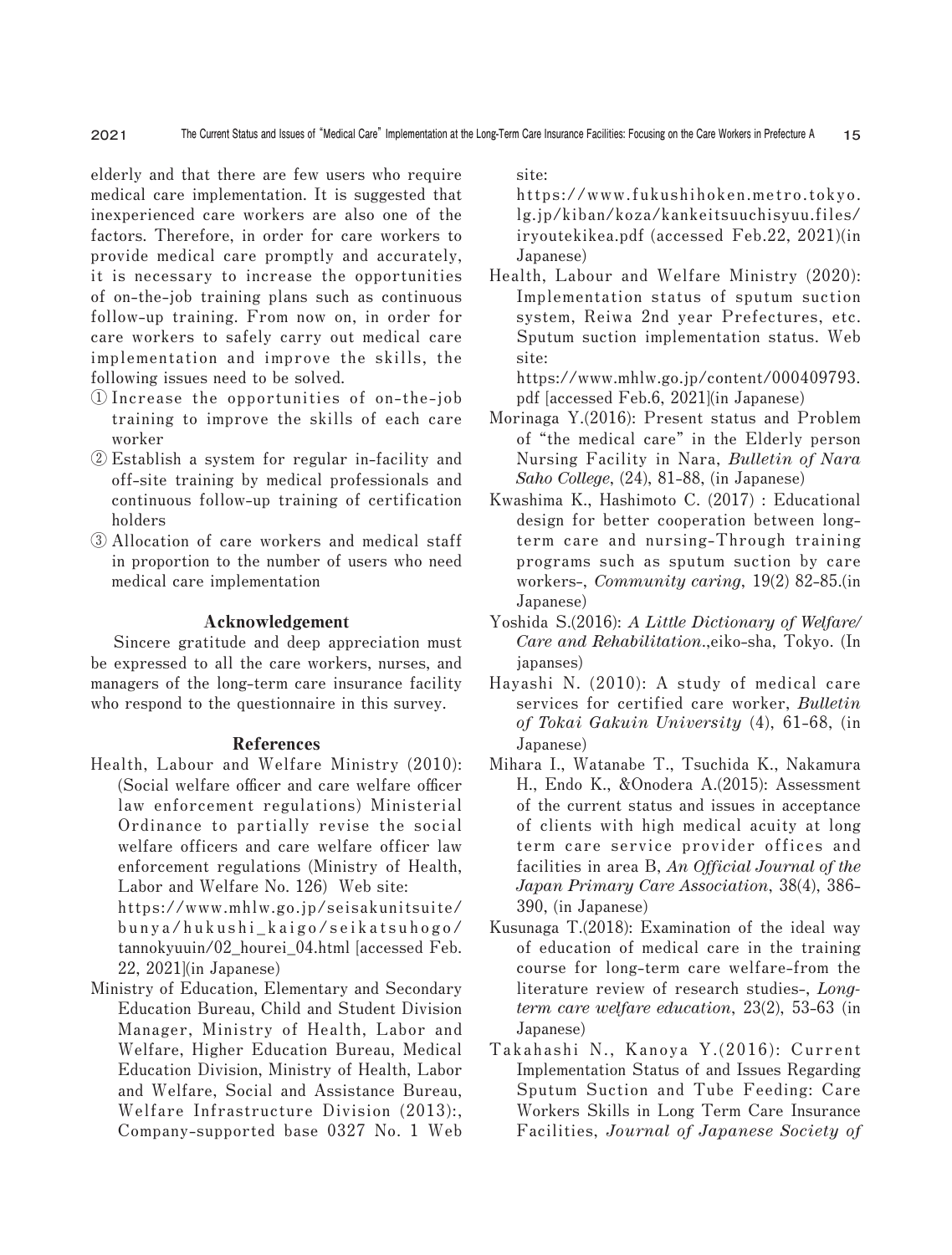elderly and that there are few users who require medical care implementation. It is suggested that inexperienced care workers are also one of the factors. Therefore, in order for care workers to provide medical care promptly and accurately, it is necessary to increase the opportunities of on-the-job training plans such as continuous follow-up training. From now on, in order for care workers to safely carry out medical care implementation and improve the skills, the following issues need to be solved.

① Increase the opportunities of on-the-job training to improve the skills of each care worker

② Establish a system for regular in-facility and off-site training by medical professionals and continuous follow-up training of certification holders

③ Allocation of care workers and medical staff in proportion to the number of users who need medical care implementation

## Acknowledgement

Sincere gratitude and deep appreciation must be expressed to all the care workers, nurses, and managers of the long-term care insurance facility who respond to the questionnaire in this survey.

## References

Health, Labour and Welfare Ministry (2010): (Social welfare officer and care welfare officer law enforcement regulations) Ministerial Ordinance to partially revise the social welfare officers and care welfare officer law enforcement regulations (Ministry of Health, Labor and Welfare No. 126) Web site: https://www.mhlw.go.jp/seisakunitsuite/bunya/hukushi_kaigo/seikatsuhogo/tannokyuuin/02_hourei_04.html [accessed Feb. 22, 2021](in Japanese)

Ministry of Education, Elementary and Secondary Education Bureau, Child and Student Division Manager, Ministry of Health, Labor and Welfare, Higher Education Bureau, Medical Education Division, Ministry of Health, Labor and Welfare, Social and Assistance Bureau, Welfare Infrastructure Division (2013):, Company-supported base 0327 No. 1 Web site: https://www.fukushihoken.metro.tokyo.lg.jp/kiban/koza/kankeitsuuchisyuu.files/iryoutekikea.pdf (accessed Feb.22, 2021)(in Japanese)

Health, Labour and Welfare Ministry (2020): Implementation status of sputum suction system, Reiwa 2nd year Prefectures, etc. Sputum suction implementation status. Web site: https://www.mhlw.go.jp/content/000409793.pdf [accessed Feb.6, 2021](in Japanese)

Morinaga Y.(2016): Present status and Problem of "the medical care" in the Elderly person Nursing Facility in Nara, *Bulletin of Nara Saho College*, (24), 81-88, (in Japanese)

Kwashima K., Hashimoto C. (2017) : Educational design for better cooperation between long-term care and nursing-Through training programs such as sputum suction by care workers-, *Community caring*, 19(2) 82-85.(in Japanese)

Yoshida S.(2016): *A Little Dictionary of Welfare/Care and Rehabilitation.*,eiko-sha, Tokyo. (In japanses)

Hayashi N. (2010): A study of medical care services for certified care worker, *Bulletin of Tokai Gakuin University* (4), 61-68, (in Japanese)

Mihara I., Watanabe T., Tsuchida K., Nakamura H., Endo K., &Onodera A.(2015): Assessment of the current status and issues in acceptance of clients with high medical acuity at long term care service provider offices and facilities in area B, *An Official Journal of the Japan Primary Care Association*, 38(4), 386-390, (in Japanese)

Kusunaga T.(2018): Examination of the ideal way of education of medical care in the training course for long-term care welfare-from the literature review of research studies-, *Long-term care welfare education*, 23(2), 53-63 (in Japanese)

Takahashi N., Kanoya Y.(2016): Current Implementation Status of and Issues Regarding Sputum Suction and Tube Feeding: Care Workers Skills in Long Term Care Insurance Facilities, *Journal of Japanese Society of*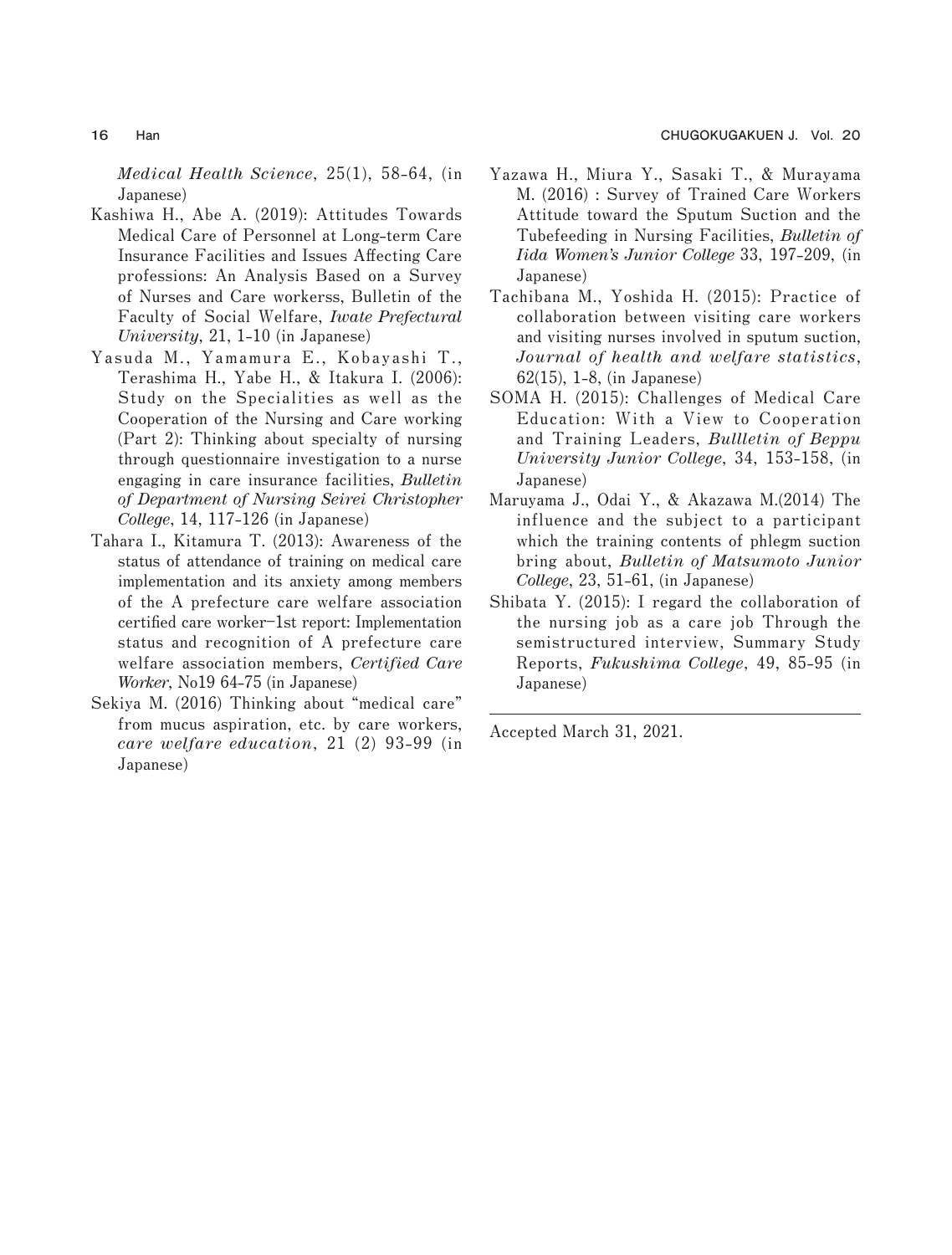*Medical Health Science*, 25(1), 58-64, (in Japanese)

Kashiwa H., Abe A. (2019): Attitudes Towards Medical Care of Personnel at Long-term Care Insurance Facilities and Issues Affecting Care professions: An Analysis Based on a Survey of Nurses and Care workerss, Bulletin of the Faculty of Social Welfare, *Iwate Prefectural University*, 21, 1-10 (in Japanese)

Yasuda M., Yamamura E., Kobayashi T., Terashima H., Yabe H., & Itakura I. (2006): Study on the Specialities as well as the Cooperation of the Nursing and Care working (Part 2): Thinking about specialty of nursing through questionnaire investigation to a nurse engaging in care insurance facilities, *Bulletin of Department of Nursing Seirei Christopher College*, 14, 117-126 (in Japanese)

Tahara I., Kitamura T. (2013): Awareness of the status of attendance of training on medical care implementation and its anxiety among members of the A prefecture care welfare association certified care worker−1st report: Implementation status and recognition of A prefecture care welfare association members, *Certified Care Worker*, No19 64-75 (in Japanese)

Sekiya M. (2016) Thinking about "medical care" from mucus aspiration, etc. by care workers, *care welfare education*, 21 (2) 93-99 (in Japanese)

Yazawa H., Miura Y., Sasaki T., & Murayama M. (2016) : Survey of Trained Care Workers Attitude toward the Sputum Suction and the Tubefeeding in Nursing Facilities, *Bulletin of Iida Women's Junior College* 33, 197-209, (in Japanese)

Tachibana M., Yoshida H. (2015): Practice of collaboration between visiting care workers and visiting nurses involved in sputum suction, *Journal of health and welfare statistics*, 62(15), 1-8, (in Japanese)

SOMA H. (2015): Challenges of Medical Care Education: With a View to Cooperation and Training Leaders, *Bullletin of Beppu University Junior College*, 34, 153-158, (in Japanese)

Maruyama J., Odai Y., & Akazawa M.(2014) The influence and the subject to a participant which the training contents of phlegm suction bring about, *Bulletin of Matsumoto Junior College*, 23, 51-61, (in Japanese)

Shibata Y. (2015): I regard the collaboration of the nursing job as a care job Through the semistructured interview, Summary Study Reports, *Fukushima College*, 49, 85-95 (in Japanese)

---

Accepted March 31, 2021.